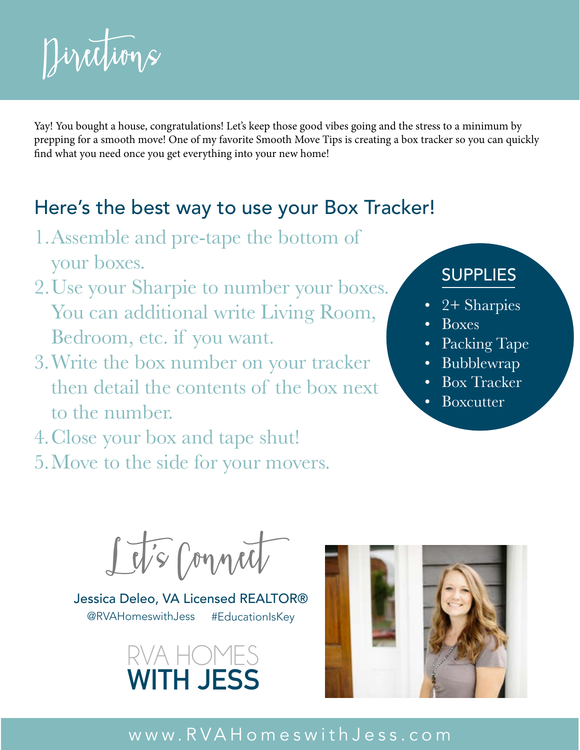# Directions

Yay! You bought a house, congratulations! Let's keep those good vibes going and the stress to a minimum by prepping for a smooth move! One of my favorite Smooth Move Tips is creating a box tracker so you can quickly find what you need once you get everything into your new home!

## Here's the best way to use your Box Tracker!

1. Assemble and pre-tape the bottom of your boxes.
2. Use your Sharpie to number your boxes. You can additional write Living Room, Bedroom, etc. if you want.
3. Write the box number on your tracker then detail the contents of the box next to the number.
4. Close your box and tape shut!
5. Move to the side for your movers.

### SUPPLIES

- 2+ Sharpies
- Boxes
- Packing Tape
- Bubblewrap
- Box Tracker
- Boxcutter

## Let's Connect

Jessica Deleo, VA Licensed REALTOR®

@RVAHomeswithJess #EducationIsKey

RVA HOMES **WITH JESS**

www.RVAHomeswithJess.com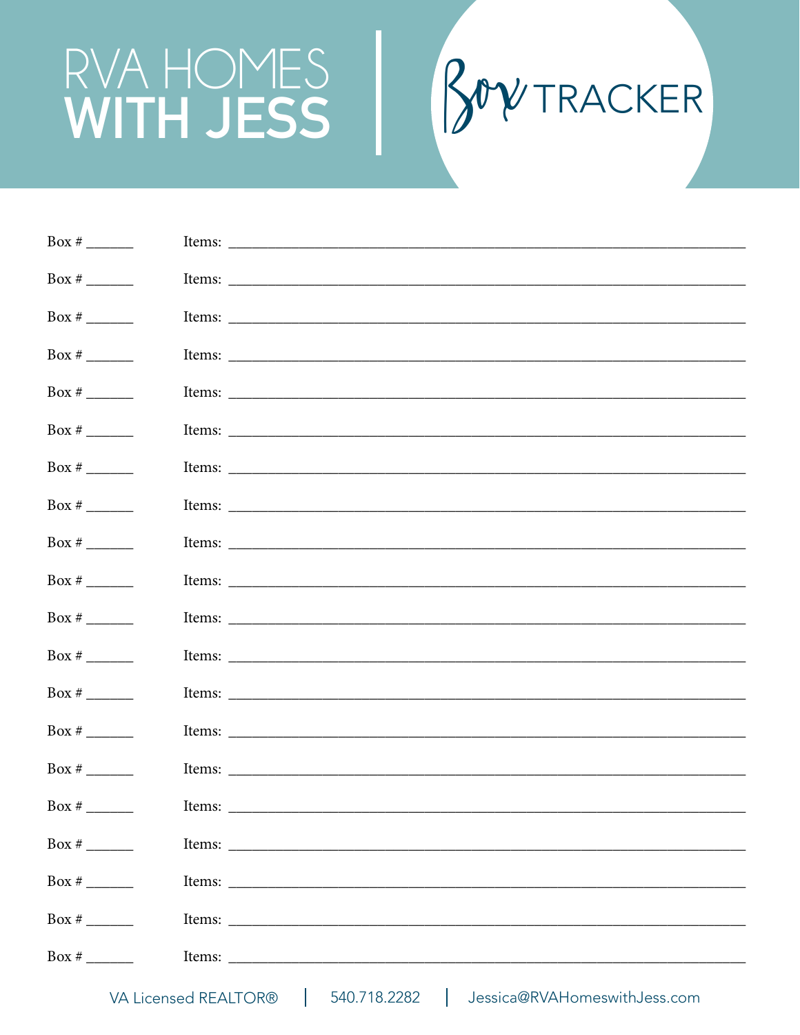# RVA HOMES WITH JESS

## Box TRACKER

Box # ______ Items: ______________________________________________________________________

Box # ______ Items: ______________________________________________________________________

Box # ______ Items: ______________________________________________________________________

Box # ______ Items: ______________________________________________________________________

Box # ______ Items: ______________________________________________________________________

Box # ______ Items: ______________________________________________________________________

Box # ______ Items: ______________________________________________________________________

Box # ______ Items: ______________________________________________________________________

Box # ______ Items: ______________________________________________________________________

Box # ______ Items: ______________________________________________________________________

Box # ______ Items: ______________________________________________________________________

Box # ______ Items: ______________________________________________________________________

Box # ______ Items: ______________________________________________________________________

Box # ______ Items: ______________________________________________________________________

Box # ______ Items: ______________________________________________________________________

Box # ______ Items: ______________________________________________________________________

Box # ______ Items: ______________________________________________________________________

Box # ______ Items: ______________________________________________________________________

Box # ______ Items: ______________________________________________________________________

Box # ______ Items: ______________________________________________________________________

VA Licensed REALTOR® | 540.718.2282 | Jessica@RVAHomeswithJess.com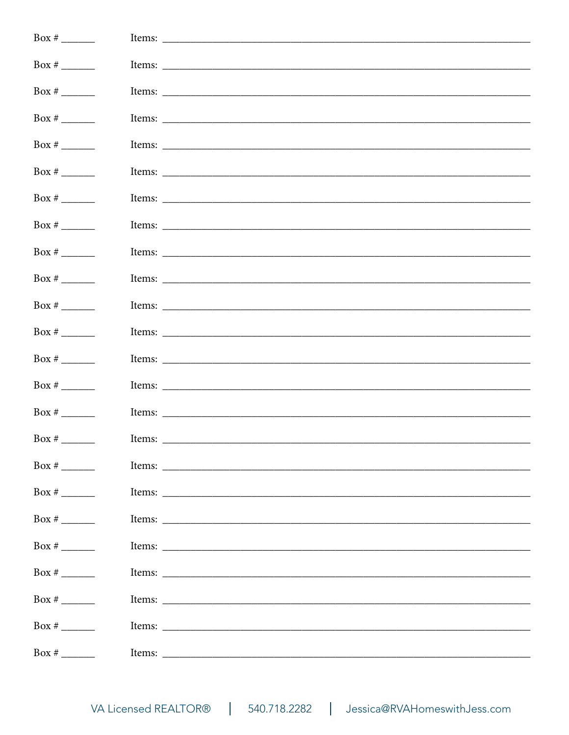Box # ______ Items: ____________________________________________________________

Box # ______ Items: ____________________________________________________________

Box # ______ Items: ____________________________________________________________

Box # ______ Items: ____________________________________________________________

Box # ______ Items: ____________________________________________________________

Box # ______ Items: ____________________________________________________________

Box # ______ Items: ____________________________________________________________

Box # ______ Items: ____________________________________________________________

Box # ______ Items: ____________________________________________________________

Box # ______ Items: ____________________________________________________________

Box # ______ Items: ____________________________________________________________

Box # ______ Items: ____________________________________________________________

Box # ______ Items: ____________________________________________________________

Box # ______ Items: ____________________________________________________________

Box # ______ Items: ____________________________________________________________

Box # ______ Items: ____________________________________________________________

Box # ______ Items: ____________________________________________________________

Box # ______ Items: ____________________________________________________________

Box # ______ Items: ____________________________________________________________

Box # ______ Items: ____________________________________________________________

Box # ______ Items: ____________________________________________________________

Box # ______ Items: ____________________________________________________________

Box # ______ Items: ____________________________________________________________

Box # ______ Items: ____________________________________________________________